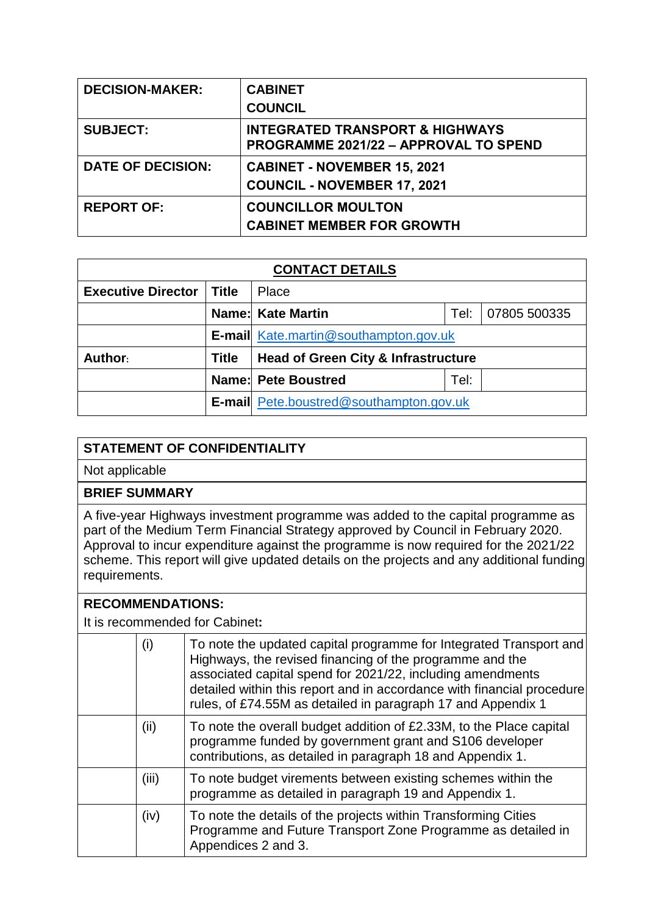| DECISION-MAKER: | CABINET<br>COUNCIL |
|---|---|
| **SUBJECT:** | **INTEGRATED TRANSPORT & HIGHWAYS PROGRAMME 2021/22 – APPROVAL TO SPEND** |
| **DATE OF DECISION:** | **CABINET - NOVEMBER 15, 2021**<br>**COUNCIL - NOVEMBER 17, 2021** |
| **REPORT OF:** | **COUNCILLOR MOULTON**<br>**CABINET MEMBER FOR GROWTH** |

| CONTACT DETAILS | | | | |
|---|---|---|---|---|
| **Executive Director** | **Title** | Place | | |
| | **Name:** | **Kate Martin** | Tel: | 07805 500335 |
| | **E-mail** | Kate.martin@southampton.gov.uk | | |
| **Author:** | **Title** | **Head of Green City & Infrastructure** | | |
| | **Name:** | **Pete Boustred** | Tel: | |
| | **E-mail** | Pete.boustred@southampton.gov.uk | | |

**STATEMENT OF CONFIDENTIALITY**

Not applicable

**BRIEF SUMMARY**

A five-year Highways investment programme was added to the capital programme as part of the Medium Term Financial Strategy approved by Council in February 2020. Approval to incur expenditure against the programme is now required for the 2021/22 scheme. This report will give updated details on the projects and any additional funding requirements.

**RECOMMENDATIONS:**

It is recommended for Cabinet**:**

| | | |
|---|---|---|
| | (i) | To note the updated capital programme for Integrated Transport and Highways, the revised financing of the programme and the associated capital spend for 2021/22, including amendments detailed within this report and in accordance with financial procedure rules, of £74.55M as detailed in paragraph 17 and Appendix 1 |
| | (ii) | To note the overall budget addition of £2.33M, to the Place capital programme funded by government grant and S106 developer contributions, as detailed in paragraph 18 and Appendix 1. |
| | (iii) | To note budget virements between existing schemes within the programme as detailed in paragraph 19 and Appendix 1. |
| | (iv) | To note the details of the projects within Transforming Cities Programme and Future Transport Zone Programme as detailed in Appendices 2 and 3. |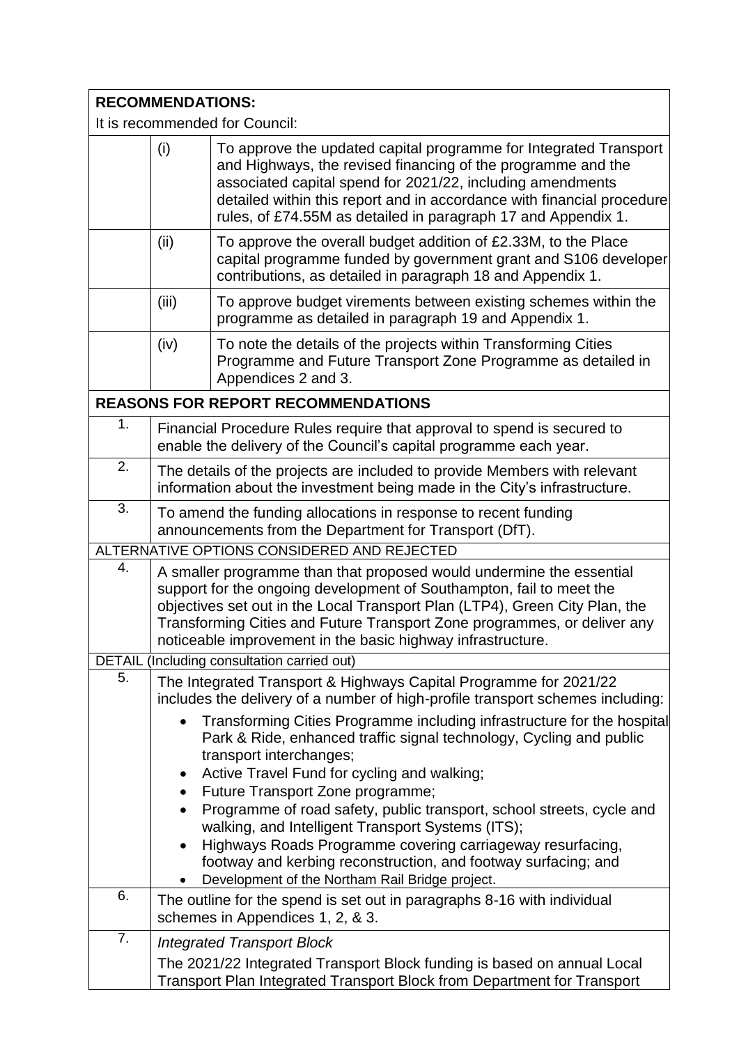**RECOMMENDATIONS:**

It is recommended for Council:

| | | |
|---|---|---|
| | (i) | To approve the updated capital programme for Integrated Transport and Highways, the revised financing of the programme and the associated capital spend for 2021/22, including amendments detailed within this report and in accordance with financial procedure rules, of £74.55M as detailed in paragraph 17 and Appendix 1. |
| | (ii) | To approve the overall budget addition of £2.33M, to the Place capital programme funded by government grant and S106 developer contributions, as detailed in paragraph 18 and Appendix 1. |
| | (iii) | To approve budget virements between existing schemes within the programme as detailed in paragraph 19 and Appendix 1. |
| | (iv) | To note the details of the projects within Transforming Cities Programme and Future Transport Zone Programme as detailed in Appendices 2 and 3. |

**REASONS FOR REPORT RECOMMENDATIONS**

| | |
|---|---|
| 1. | Financial Procedure Rules require that approval to spend is secured to enable the delivery of the Council's capital programme each year. |
| 2. | The details of the projects are included to provide Members with relevant information about the investment being made in the City's infrastructure. |
| 3. | To amend the funding allocations in response to recent funding announcements from the Department for Transport (DfT). |

ALTERNATIVE OPTIONS CONSIDERED AND REJECTED

| | |
|---|---|
| 4. | A smaller programme than that proposed would undermine the essential support for the ongoing development of Southampton, fail to meet the objectives set out in the Local Transport Plan (LTP4), Green City Plan, the Transforming Cities and Future Transport Zone programmes, or deliver any noticeable improvement in the basic highway infrastructure. |

DETAIL (Including consultation carried out)

5. The Integrated Transport & Highways Capital Programme for 2021/22 includes the delivery of a number of high-profile transport schemes including:

- Transforming Cities Programme including infrastructure for the hospital Park & Ride, enhanced traffic signal technology, Cycling and public transport interchanges;
- Active Travel Fund for cycling and walking;
- Future Transport Zone programme;
- Programme of road safety, public transport, school streets, cycle and walking, and Intelligent Transport Systems (ITS);
- Highways Roads Programme covering carriageway resurfacing, footway and kerbing reconstruction, and footway surfacing; and
- Development of the Northam Rail Bridge project.

6. The outline for the spend is set out in paragraphs 8-16 with individual schemes in Appendices 1, 2, & 3.

7. *Integrated Transport Block*

The 2021/22 Integrated Transport Block funding is based on annual Local Transport Plan Integrated Transport Block from Department for Transport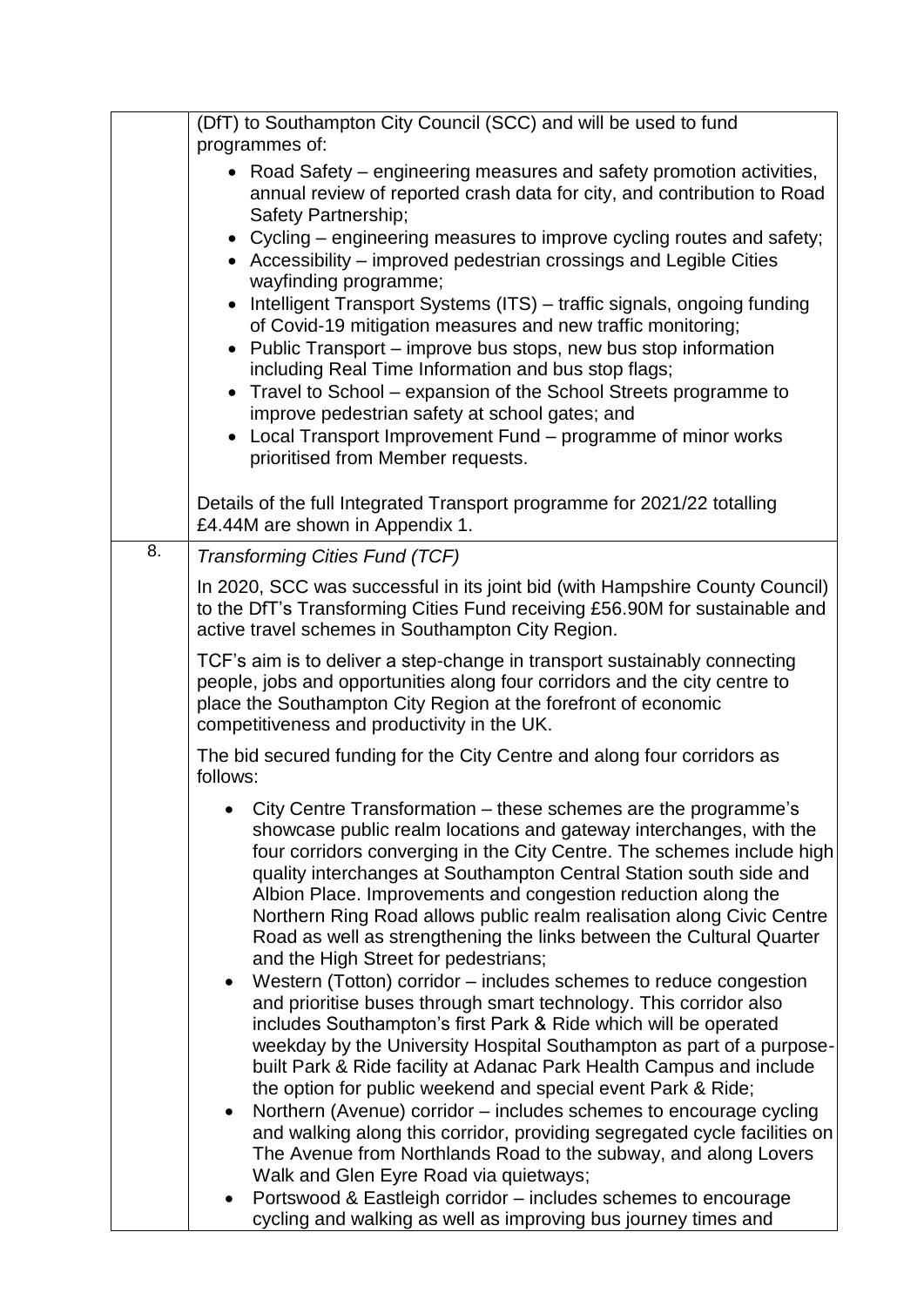| | |
|---|---|
| | (DfT) to Southampton City Council (SCC) and will be used to fund programmes of:<br><br>• Road Safety – engineering measures and safety promotion activities, annual review of reported crash data for city, and contribution to Road Safety Partnership;<br>• Cycling – engineering measures to improve cycling routes and safety;<br>• Accessibility – improved pedestrian crossings and Legible Cities wayfinding programme;<br>• Intelligent Transport Systems (ITS) – traffic signals, ongoing funding of Covid-19 mitigation measures and new traffic monitoring;<br>• Public Transport – improve bus stops, new bus stop information including Real Time Information and bus stop flags;<br>• Travel to School – expansion of the School Streets programme to improve pedestrian safety at school gates; and<br>• Local Transport Improvement Fund – programme of minor works prioritised from Member requests.<br><br>Details of the full Integrated Transport programme for 2021/22 totalling £4.44M are shown in Appendix 1. |
| 8. | *Transforming Cities Fund (TCF)*<br><br>In 2020, SCC was successful in its joint bid (with Hampshire County Council) to the DfT's Transforming Cities Fund receiving £56.90M for sustainable and active travel schemes in Southampton City Region.<br><br>TCF's aim is to deliver a step-change in transport sustainably connecting people, jobs and opportunities along four corridors and the city centre to place the Southampton City Region at the forefront of economic competitiveness and productivity in the UK.<br><br>The bid secured funding for the City Centre and along four corridors as follows:<br><br>• City Centre Transformation – these schemes are the programme's showcase public realm locations and gateway interchanges, with the four corridors converging in the City Centre. The schemes include high quality interchanges at Southampton Central Station south side and Albion Place. Improvements and congestion reduction along the Northern Ring Road allows public realm realisation along Civic Centre Road as well as strengthening the links between the Cultural Quarter and the High Street for pedestrians;<br>• Western (Totton) corridor – includes schemes to reduce congestion and prioritise buses through smart technology. This corridor also includes Southampton's first Park & Ride which will be operated weekday by the University Hospital Southampton as part of a purpose-built Park & Ride facility at Adanac Park Health Campus and include the option for public weekend and special event Park & Ride;<br>• Northern (Avenue) corridor – includes schemes to encourage cycling and walking along this corridor, providing segregated cycle facilities on The Avenue from Northlands Road to the subway, and along Lovers Walk and Glen Eyre Road via quietways;<br>• Portswood & Eastleigh corridor – includes schemes to encourage cycling and walking as well as improving bus journey times and |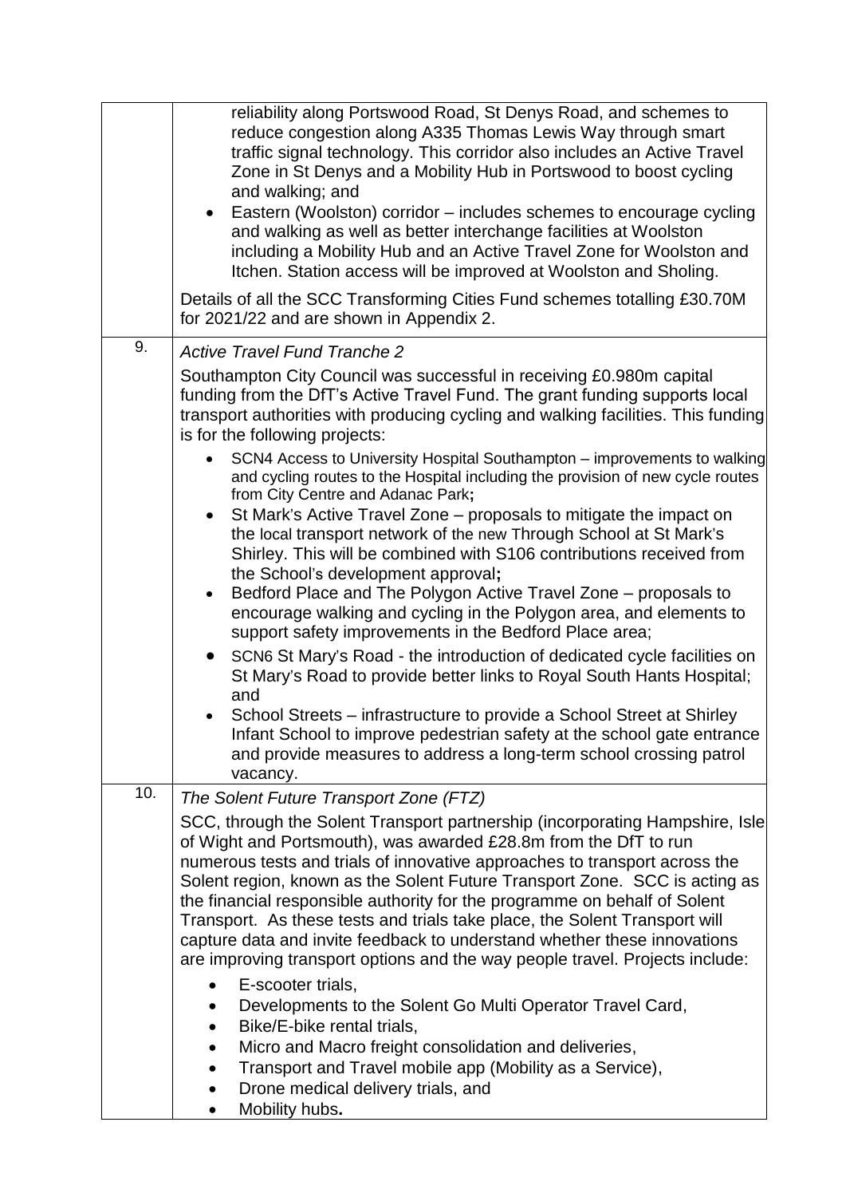| | |
|---|---|
| | reliability along Portswood Road, St Denys Road, and schemes to reduce congestion along A335 Thomas Lewis Way through smart traffic signal technology. This corridor also includes an Active Travel Zone in St Denys and a Mobility Hub in Portswood to boost cycling and walking; and<br>• Eastern (Woolston) corridor – includes schemes to encourage cycling and walking as well as better interchange facilities at Woolston including a Mobility Hub and an Active Travel Zone for Woolston and Itchen. Station access will be improved at Woolston and Sholing.<br><br>Details of all the SCC Transforming Cities Fund schemes totalling £30.70M for 2021/22 and are shown in Appendix 2. |
| 9. | *Active Travel Fund Tranche 2*<br><br>Southampton City Council was successful in receiving £0.980m capital funding from the DfT's Active Travel Fund. The grant funding supports local transport authorities with producing cycling and walking facilities. This funding is for the following projects:<br>• SCN4 Access to University Hospital Southampton – improvements to walking and cycling routes to the Hospital including the provision of new cycle routes from City Centre and Adanac Park;<br>• St Mark's Active Travel Zone – proposals to mitigate the impact on the local transport network of the new Through School at St Mark's Shirley. This will be combined with S106 contributions received from the School's development approval;<br>• Bedford Place and The Polygon Active Travel Zone – proposals to encourage walking and cycling in the Polygon area, and elements to support safety improvements in the Bedford Place area;<br>• SCN6 St Mary's Road - the introduction of dedicated cycle facilities on St Mary's Road to provide better links to Royal South Hants Hospital; and<br>• School Streets – infrastructure to provide a School Street at Shirley Infant School to improve pedestrian safety at the school gate entrance and provide measures to address a long-term school crossing patrol vacancy. |
| 10. | *The Solent Future Transport Zone (FTZ)*<br><br>SCC, through the Solent Transport partnership (incorporating Hampshire, Isle of Wight and Portsmouth), was awarded £28.8m from the DfT to run numerous tests and trials of innovative approaches to transport across the Solent region, known as the Solent Future Transport Zone. SCC is acting as the financial responsible authority for the programme on behalf of Solent Transport. As these tests and trials take place, the Solent Transport will capture data and invite feedback to understand whether these innovations are improving transport options and the way people travel. Projects include:<br>• E-scooter trials,<br>• Developments to the Solent Go Multi Operator Travel Card,<br>• Bike/E-bike rental trials,<br>• Micro and Macro freight consolidation and deliveries,<br>• Transport and Travel mobile app (Mobility as a Service),<br>• Drone medical delivery trials, and<br>• Mobility hubs. |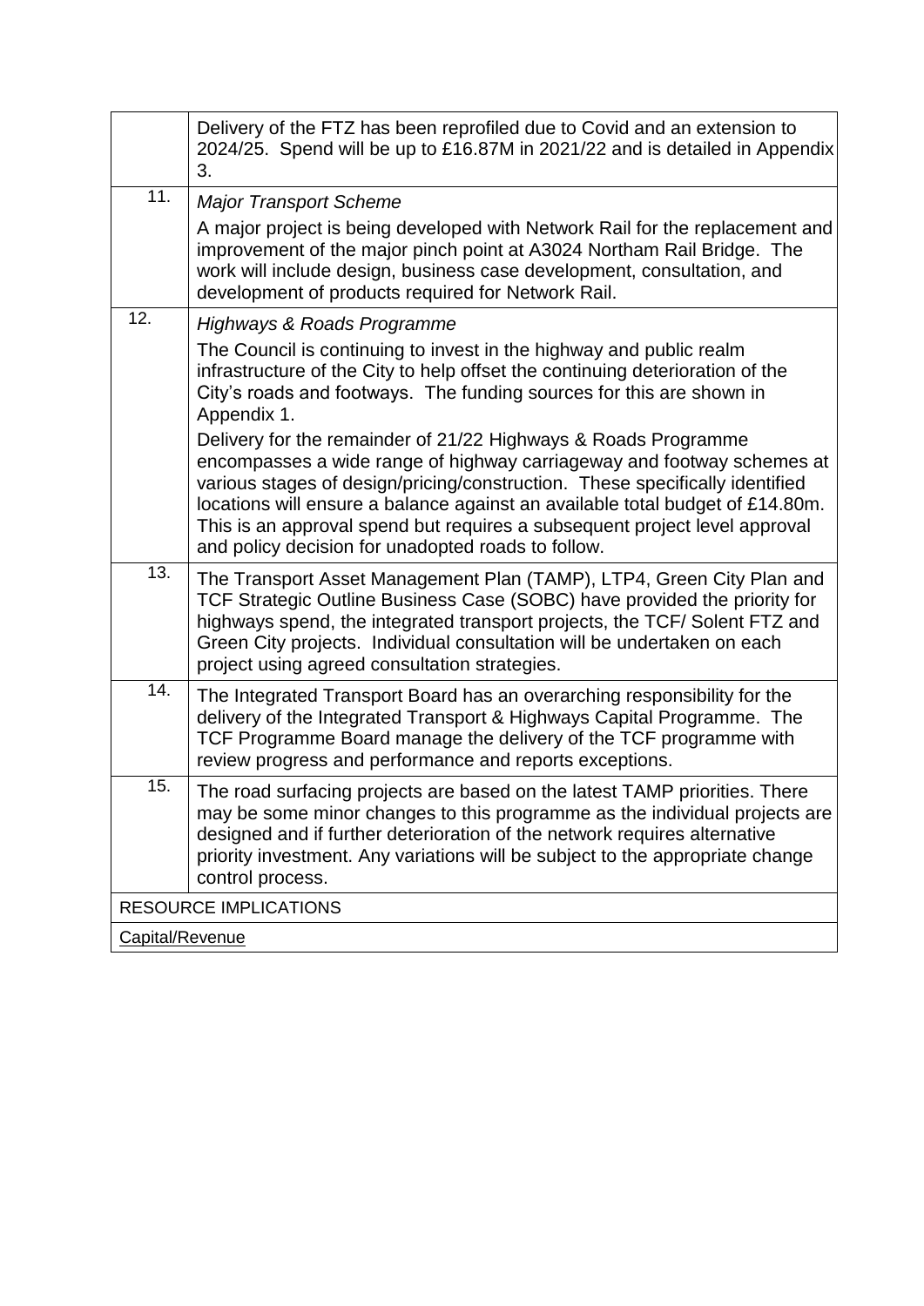| | |
|---|---|
| | Delivery of the FTZ has been reprofiled due to Covid and an extension to 2024/25. Spend will be up to £16.87M in 2021/22 and is detailed in Appendix 3. |
| 11. | *Major Transport Scheme*<br><br>A major project is being developed with Network Rail for the replacement and improvement of the major pinch point at A3024 Northam Rail Bridge. The work will include design, business case development, consultation, and development of products required for Network Rail. |
| 12. | *Highways & Roads Programme*<br><br>The Council is continuing to invest in the highway and public realm infrastructure of the City to help offset the continuing deterioration of the City's roads and footways. The funding sources for this are shown in Appendix 1.<br><br>Delivery for the remainder of 21/22 Highways & Roads Programme encompasses a wide range of highway carriageway and footway schemes at various stages of design/pricing/construction. These specifically identified locations will ensure a balance against an available total budget of £14.80m. This is an approval spend but requires a subsequent project level approval and policy decision for unadopted roads to follow. |
| 13. | The Transport Asset Management Plan (TAMP), LTP4, Green City Plan and TCF Strategic Outline Business Case (SOBC) have provided the priority for highways spend, the integrated transport projects, the TCF/ Solent FTZ and Green City projects. Individual consultation will be undertaken on each project using agreed consultation strategies. |
| 14. | The Integrated Transport Board has an overarching responsibility for the delivery of the Integrated Transport & Highways Capital Programme. The TCF Programme Board manage the delivery of the TCF programme with review progress and performance and reports exceptions. |
| 15. | The road surfacing projects are based on the latest TAMP priorities. There may be some minor changes to this programme as the individual projects are designed and if further deterioration of the network requires alternative priority investment. Any variations will be subject to the appropriate change control process. |
| RESOURCE IMPLICATIONS | |
| Capital/Revenue | |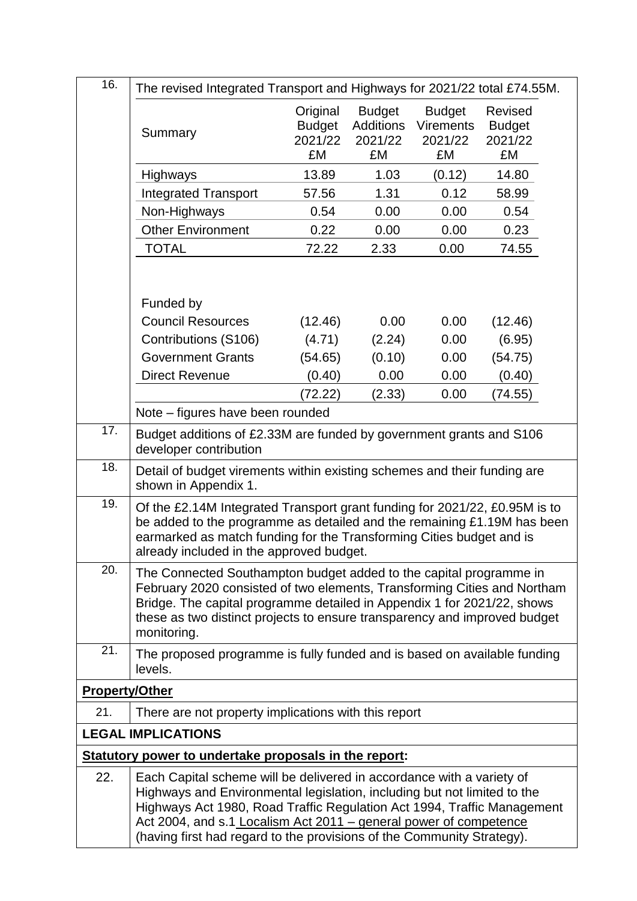16. The revised Integrated Transport and Highways for 2021/22 total £74.55M.

| Summary | Original Budget 2021/22 £M | Budget Additions 2021/22 £M | Budget Virements 2021/22 £M | Revised Budget 2021/22 £M |
|---|---|---|---|---|
| Highways | 13.89 | 1.03 | (0.12) | 14.80 |
| Integrated Transport | 57.56 | 1.31 | 0.12 | 58.99 |
| Non-Highways | 0.54 | 0.00 | 0.00 | 0.54 |
| Other Environment | 0.22 | 0.00 | 0.00 | 0.23 |
| TOTAL | 72.22 | 2.33 | 0.00 | 74.55 |
| | | | | |
| Funded by | | | | |
| Council Resources | (12.46) | 0.00 | 0.00 | (12.46) |
| Contributions (S106) | (4.71) | (2.24) | 0.00 | (6.95) |
| Government Grants | (54.65) | (0.10) | 0.00 | (54.75) |
| Direct Revenue | (0.40) | 0.00 | 0.00 | (0.40) |
| | (72.22) | (2.33) | 0.00 | (74.55) |

Note – figures have been rounded

17. Budget additions of £2.33M are funded by government grants and S106 developer contribution

18. Detail of budget virements within existing schemes and their funding are shown in Appendix 1.

19. Of the £2.14M Integrated Transport grant funding for 2021/22, £0.95M is to be added to the programme as detailed and the remaining £1.19M has been earmarked as match funding for the Transforming Cities budget and is already included in the approved budget.

20. The Connected Southampton budget added to the capital programme in February 2020 consisted of two elements, Transforming Cities and Northam Bridge. The capital programme detailed in Appendix 1 for 2021/22, shows these as two distinct projects to ensure transparency and improved budget monitoring.

21. The proposed programme is fully funded and is based on available funding levels.

**Property/Other**

21. There are not property implications with this report

**LEGAL IMPLICATIONS**

**Statutory power to undertake proposals in the report:**

22. Each Capital scheme will be delivered in accordance with a variety of Highways and Environmental legislation, including but not limited to the Highways Act 1980, Road Traffic Regulation Act 1994, Traffic Management Act 2004, and s.1 Localism Act 2011 – general power of competence (having first had regard to the provisions of the Community Strategy).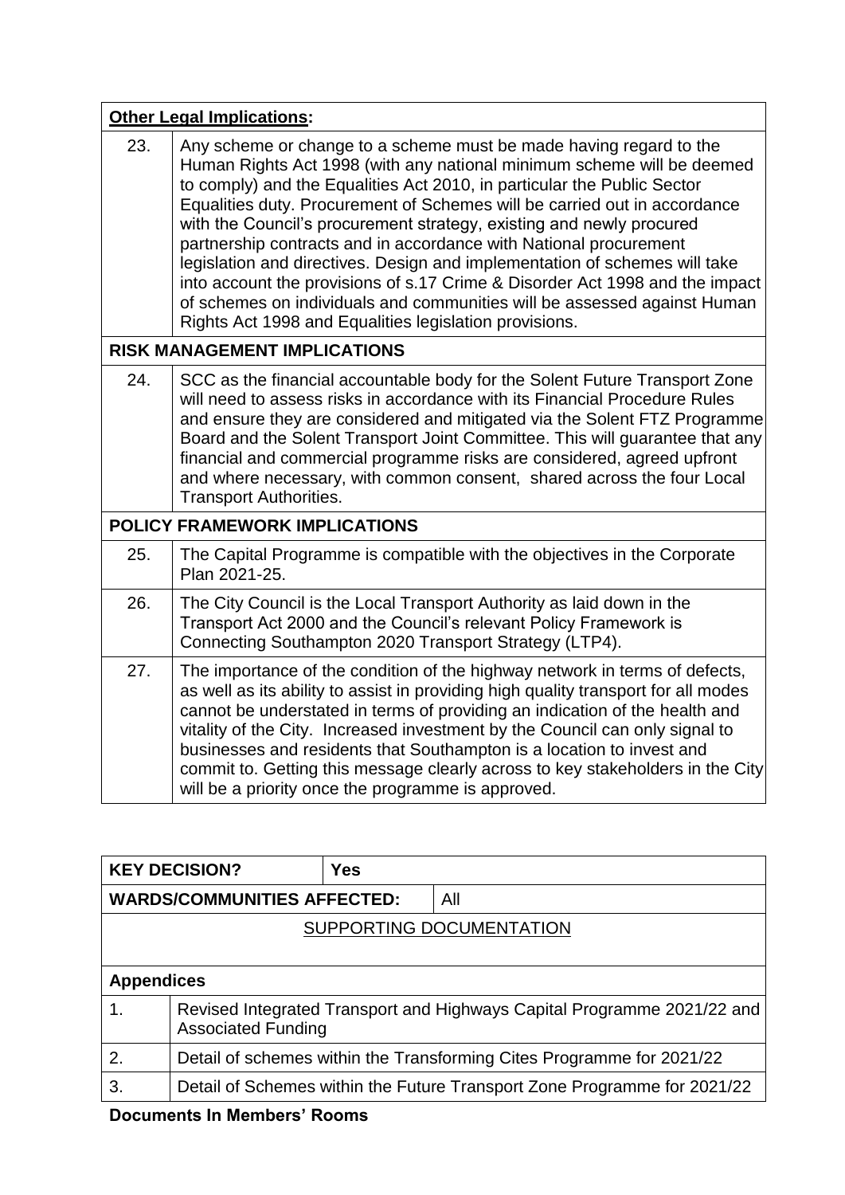| **Other Legal Implications:** | |
|---|---|
| 23. | Any scheme or change to a scheme must be made having regard to the Human Rights Act 1998 (with any national minimum scheme will be deemed to comply) and the Equalities Act 2010, in particular the Public Sector Equalities duty. Procurement of Schemes will be carried out in accordance with the Council's procurement strategy, existing and newly procured partnership contracts and in accordance with National procurement legislation and directives. Design and implementation of schemes will take into account the provisions of s.17 Crime & Disorder Act 1998 and the impact of schemes on individuals and communities will be assessed against Human Rights Act 1998 and Equalities legislation provisions. |
| **RISK MANAGEMENT IMPLICATIONS** | |
| 24. | SCC as the financial accountable body for the Solent Future Transport Zone will need to assess risks in accordance with its Financial Procedure Rules and ensure they are considered and mitigated via the Solent FTZ Programme Board and the Solent Transport Joint Committee. This will guarantee that any financial and commercial programme risks are considered, agreed upfront and where necessary, with common consent, shared across the four Local Transport Authorities. |
| **POLICY FRAMEWORK IMPLICATIONS** | |
| 25. | The Capital Programme is compatible with the objectives in the Corporate Plan 2021-25. |
| 26. | The City Council is the Local Transport Authority as laid down in the Transport Act 2000 and the Council's relevant Policy Framework is Connecting Southampton 2020 Transport Strategy (LTP4). |
| 27. | The importance of the condition of the highway network in terms of defects, as well as its ability to assist in providing high quality transport for all modes cannot be understated in terms of providing an indication of the health and vitality of the City. Increased investment by the Council can only signal to businesses and residents that Southampton is a location to invest and commit to. Getting this message clearly across to key stakeholders in the City will be a priority once the programme is approved. |

| **KEY DECISION?** | **Yes** | |
|---|---|---|
| **WARDS/COMMUNITIES AFFECTED:** | | All |

<u>SUPPORTING DOCUMENTATION</u>

| **Appendices** | |
|---|---|
| 1. | Revised Integrated Transport and Highways Capital Programme 2021/22 and Associated Funding |
| 2. | Detail of schemes within the Transforming Cites Programme for 2021/22 |
| 3. | Detail of Schemes within the Future Transport Zone Programme for 2021/22 |

**Documents In Members' Rooms**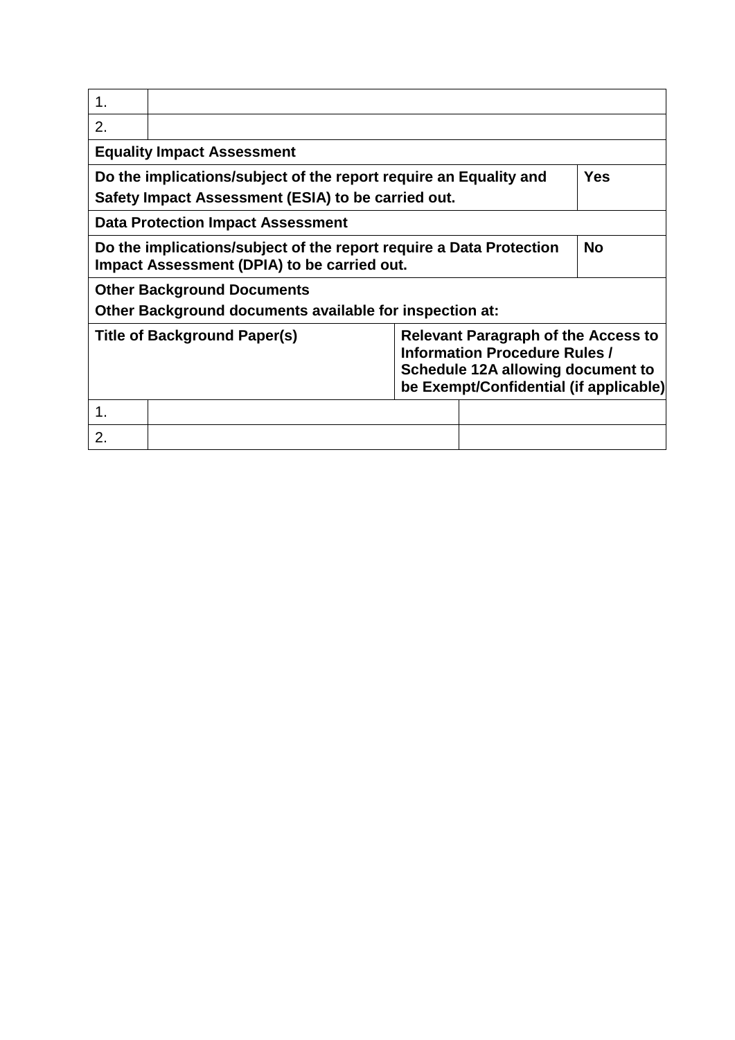| | | |
|---|---|---|
| 1. | | |
| 2. | | |
| **Equality Impact Assessment** | | |
| **Do the implications/subject of the report require an Equality and Safety Impact Assessment (ESIA) to be carried out.** | | **Yes** |
| **Data Protection Impact Assessment** | | |
| **Do the implications/subject of the report require a Data Protection Impact Assessment (DPIA) to be carried out.** | | **No** |
| **Other Background Documents**<br>**Other Background documents available for inspection at:** | | |
| **Title of Background Paper(s)** | | **Relevant Paragraph of the Access to Information Procedure Rules / Schedule 12A allowing document to be Exempt/Confidential (if applicable)** |
| 1. | | |
| 2. | | |